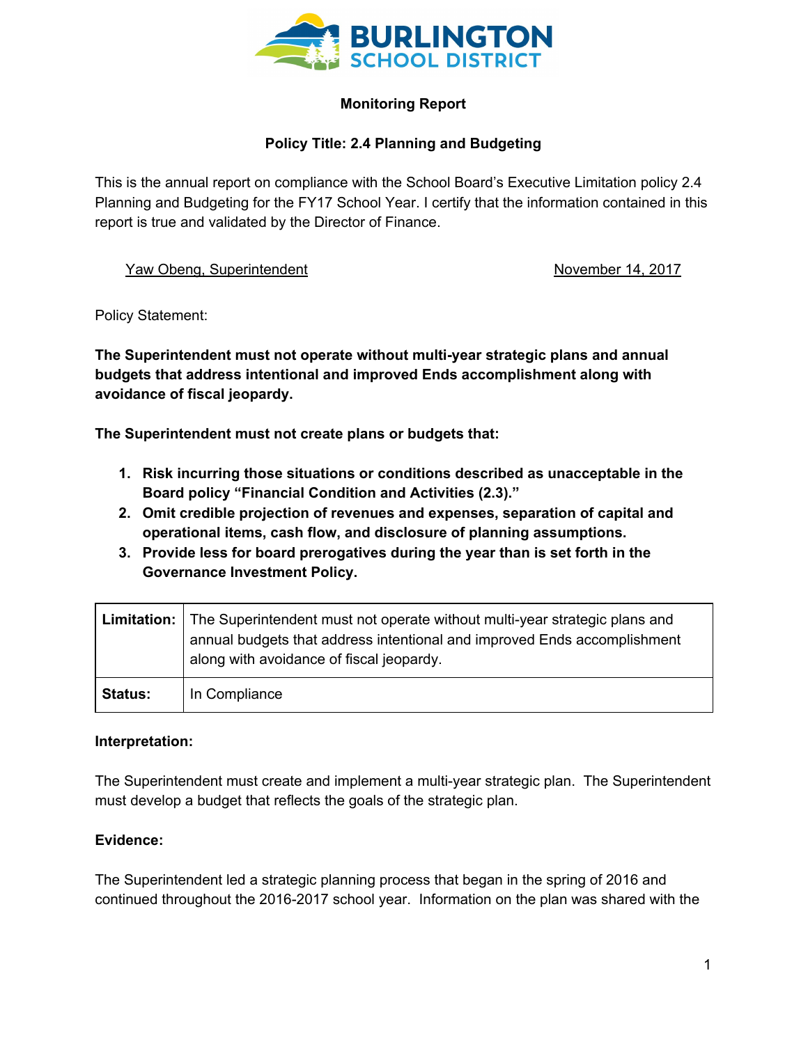**BURLINGTON SCHOOL DISTRICT**

## Monitoring Report

### Policy Title: 2.4 Planning and Budgeting

This is the annual report on compliance with the School Board's Executive Limitation policy 2.4 Planning and Budgeting for the FY17 School Year. I certify that the information contained in this report is true and validated by the Director of Finance.

Yaw Obeng, Superintendent November 14, 2017

Policy Statement:

**The Superintendent must not operate without multi-year strategic plans and annual budgets that address intentional and improved Ends accomplishment along with avoidance of fiscal jeopardy.**

**The Superintendent must not create plans or budgets that:**

1. **Risk incurring those situations or conditions described as unacceptable in the Board policy "Financial Condition and Activities (2.3)."**
2. **Omit credible projection of revenues and expenses, separation of capital and operational items, cash flow, and disclosure of planning assumptions.**
3. **Provide less for board prerogatives during the year than is set forth in the Governance Investment Policy.**

| **Limitation:** | The Superintendent must not operate without multi-year strategic plans and annual budgets that address intentional and improved Ends accomplishment along with avoidance of fiscal jeopardy. |
|---|---|
| **Status:** | In Compliance |

**Interpretation:**

The Superintendent must create and implement a multi-year strategic plan. The Superintendent must develop a budget that reflects the goals of the strategic plan.

**Evidence:**

The Superintendent led a strategic planning process that began in the spring of 2016 and continued throughout the 2016-2017 school year. Information on the plan was shared with the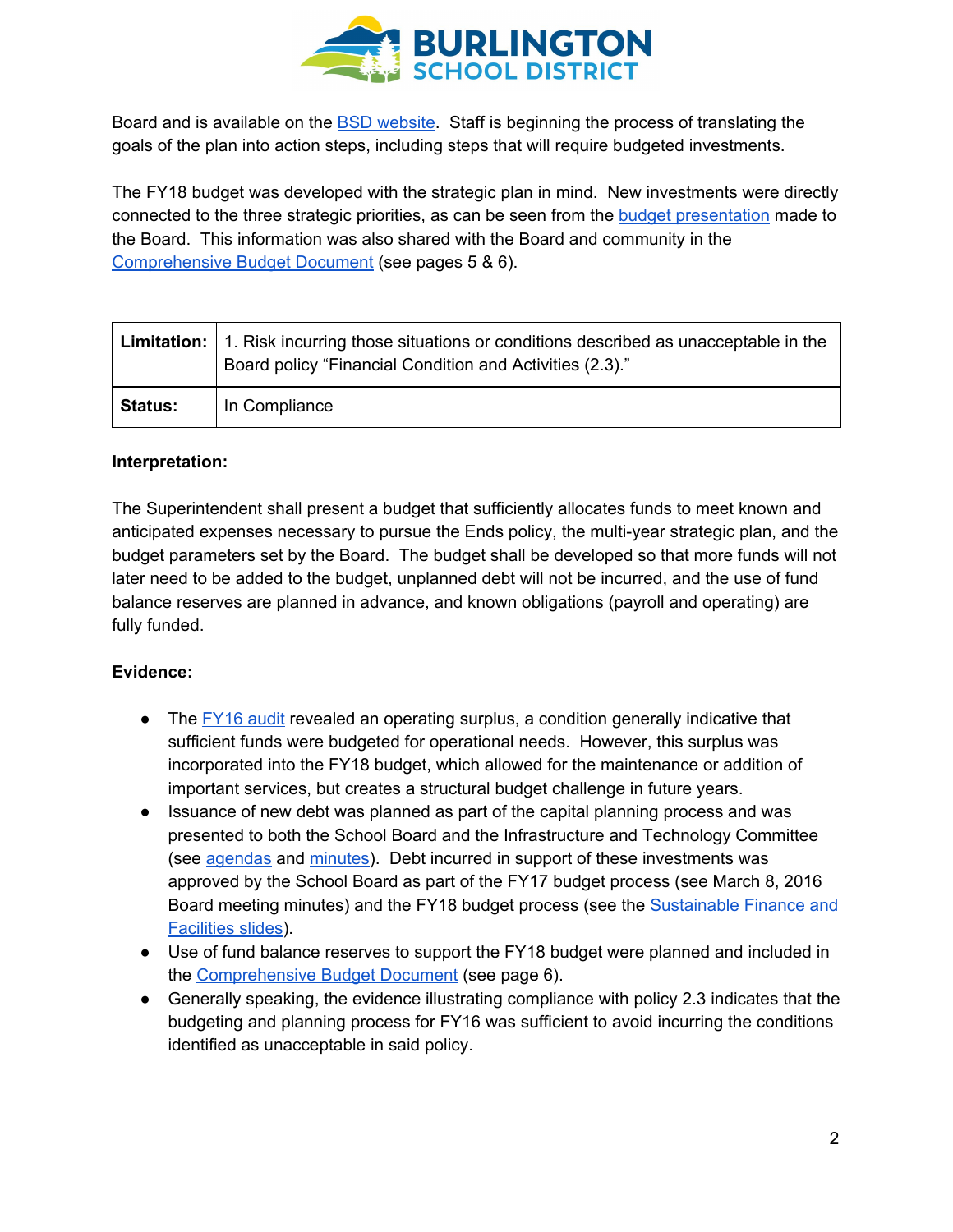Board and is available on the BSD website. Staff is beginning the process of translating the goals of the plan into action steps, including steps that will require budgeted investments.

The FY18 budget was developed with the strategic plan in mind. New investments were directly connected to the three strategic priorities, as can be seen from the budget presentation made to the Board. This information was also shared with the Board and community in the Comprehensive Budget Document (see pages 5 & 6).

| **Limitation:** | 1. Risk incurring those situations or conditions described as unacceptable in the Board policy “Financial Condition and Activities (2.3).” |
|---|---|
| **Status:** | In Compliance |

**Interpretation:**

The Superintendent shall present a budget that sufficiently allocates funds to meet known and anticipated expenses necessary to pursue the Ends policy, the multi-year strategic plan, and the budget parameters set by the Board. The budget shall be developed so that more funds will not later need to be added to the budget, unplanned debt will not be incurred, and the use of fund balance reserves are planned in advance, and known obligations (payroll and operating) are fully funded.

**Evidence:**

- The FY16 audit revealed an operating surplus, a condition generally indicative that sufficient funds were budgeted for operational needs. However, this surplus was incorporated into the FY18 budget, which allowed for the maintenance or addition of important services, but creates a structural budget challenge in future years.
- Issuance of new debt was planned as part of the capital planning process and was presented to both the School Board and the Infrastructure and Technology Committee (see agendas and minutes). Debt incurred in support of these investments was approved by the School Board as part of the FY17 budget process (see March 8, 2016 Board meeting minutes) and the FY18 budget process (see the Sustainable Finance and Facilities slides).
- Use of fund balance reserves to support the FY18 budget were planned and included in the Comprehensive Budget Document (see page 6).
- Generally speaking, the evidence illustrating compliance with policy 2.3 indicates that the budgeting and planning process for FY16 was sufficient to avoid incurring the conditions identified as unacceptable in said policy.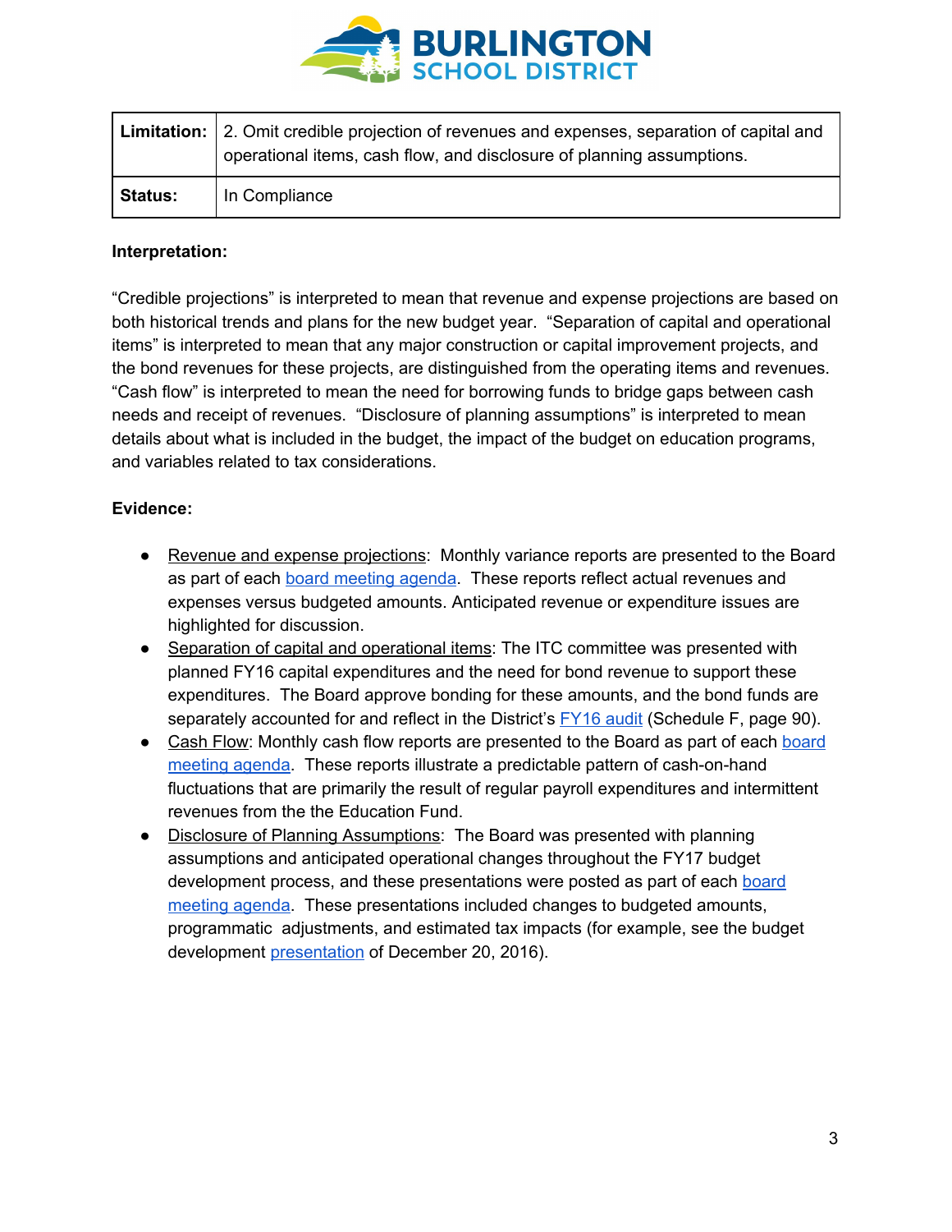| Limitation: | 2. Omit credible projection of revenues and expenses, separation of capital and operational items, cash flow, and disclosure of planning assumptions. |
| --- | --- |
| Status: | In Compliance |

**Interpretation:**

"Credible projections" is interpreted to mean that revenue and expense projections are based on both historical trends and plans for the new budget year. "Separation of capital and operational items" is interpreted to mean that any major construction or capital improvement projects, and the bond revenues for these projects, are distinguished from the operating items and revenues. "Cash flow" is interpreted to mean the need for borrowing funds to bridge gaps between cash needs and receipt of revenues. "Disclosure of planning assumptions" is interpreted to mean details about what is included in the budget, the impact of the budget on education programs, and variables related to tax considerations.

**Evidence:**

- Revenue and expense projections: Monthly variance reports are presented to the Board as part of each board meeting agenda. These reports reflect actual revenues and expenses versus budgeted amounts. Anticipated revenue or expenditure issues are highlighted for discussion.
- Separation of capital and operational items: The ITC committee was presented with planned FY16 capital expenditures and the need for bond revenue to support these expenditures. The Board approve bonding for these amounts, and the bond funds are separately accounted for and reflect in the District's FY16 audit (Schedule F, page 90).
- Cash Flow: Monthly cash flow reports are presented to the Board as part of each board meeting agenda. These reports illustrate a predictable pattern of cash-on-hand fluctuations that are primarily the result of regular payroll expenditures and intermittent revenues from the the Education Fund.
- Disclosure of Planning Assumptions: The Board was presented with planning assumptions and anticipated operational changes throughout the FY17 budget development process, and these presentations were posted as part of each board meeting agenda. These presentations included changes to budgeted amounts, programmatic adjustments, and estimated tax impacts (for example, see the budget development presentation of December 20, 2016).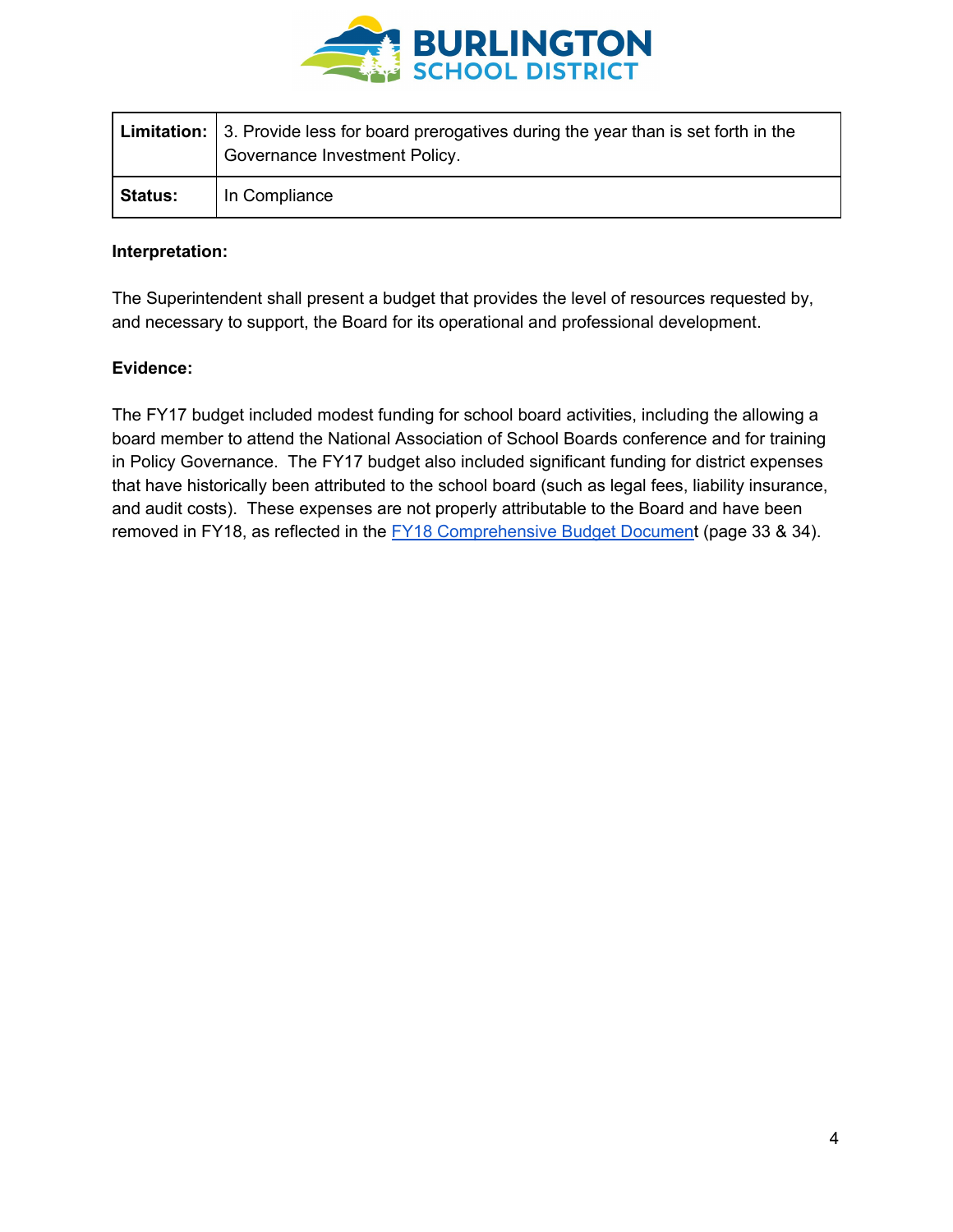| | |
|---|---|
| **Limitation:** | 3. Provide less for board prerogatives during the year than is set forth in the Governance Investment Policy. |
| **Status:** | In Compliance |

**Interpretation:**

The Superintendent shall present a budget that provides the level of resources requested by, and necessary to support, the Board for its operational and professional development.

**Evidence:**

The FY17 budget included modest funding for school board activities, including the allowing a board member to attend the National Association of School Boards conference and for training in Policy Governance. The FY17 budget also included significant funding for district expenses that have historically been attributed to the school board (such as legal fees, liability insurance, and audit costs). These expenses are not properly attributable to the Board and have been removed in FY18, as reflected in the FY18 Comprehensive Budget Document (page 33 & 34).